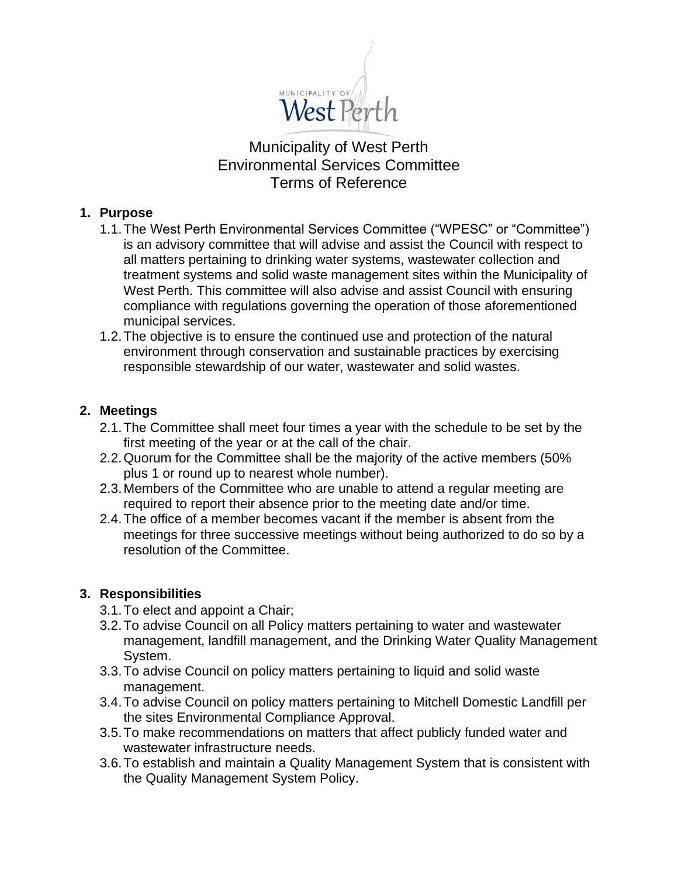# Municipality of West Perth
# Environmental Services Committee
# Terms of Reference

## 1. Purpose

1.1. The West Perth Environmental Services Committee ("WPESC" or "Committee") is an advisory committee that will advise and assist the Council with respect to all matters pertaining to drinking water systems, wastewater collection and treatment systems and solid waste management sites within the Municipality of West Perth. This committee will also advise and assist Council with ensuring compliance with regulations governing the operation of those aforementioned municipal services.

1.2. The objective is to ensure the continued use and protection of the natural environment through conservation and sustainable practices by exercising responsible stewardship of our water, wastewater and solid wastes.

## 2. Meetings

2.1. The Committee shall meet four times a year with the schedule to be set by the first meeting of the year or at the call of the chair.

2.2. Quorum for the Committee shall be the majority of the active members (50% plus 1 or round up to nearest whole number).

2.3. Members of the Committee who are unable to attend a regular meeting are required to report their absence prior to the meeting date and/or time.

2.4. The office of a member becomes vacant if the member is absent from the meetings for three successive meetings without being authorized to do so by a resolution of the Committee.

## 3. Responsibilities

3.1. To elect and appoint a Chair;

3.2. To advise Council on all Policy matters pertaining to water and wastewater management, landfill management, and the Drinking Water Quality Management System.

3.3. To advise Council on policy matters pertaining to liquid and solid waste management.

3.4. To advise Council on policy matters pertaining to Mitchell Domestic Landfill per the sites Environmental Compliance Approval.

3.5. To make recommendations on matters that affect publicly funded water and wastewater infrastructure needs.

3.6. To establish and maintain a Quality Management System that is consistent with the Quality Management System Policy.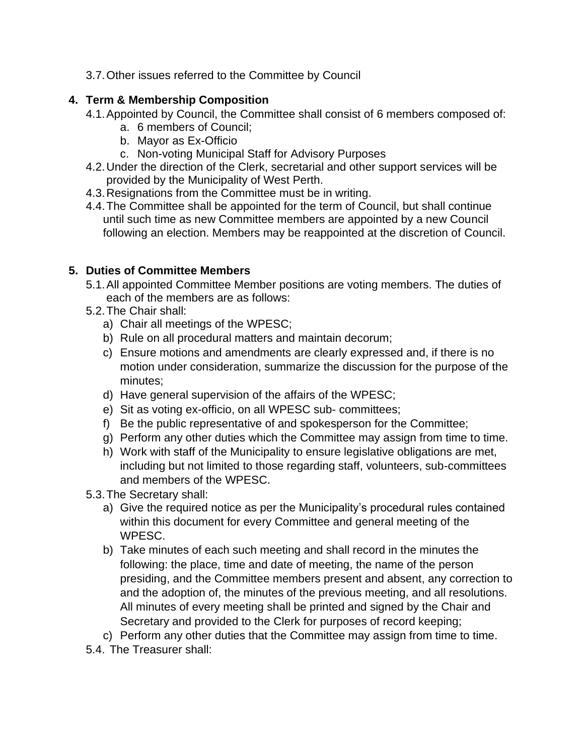3.7. Other issues referred to the Committee by Council

## 4. Term & Membership Composition

4.1. Appointed by Council, the Committee shall consist of 6 members composed of:

   a. 6 members of Council;
   b. Mayor as Ex-Officio
   c. Non-voting Municipal Staff for Advisory Purposes

4.2. Under the direction of the Clerk, secretarial and other support services will be provided by the Municipality of West Perth.

4.3. Resignations from the Committee must be in writing.

4.4. The Committee shall be appointed for the term of Council, but shall continue until such time as new Committee members are appointed by a new Council following an election. Members may be reappointed at the discretion of Council.

## 5. Duties of Committee Members

5.1. All appointed Committee Member positions are voting members. The duties of each of the members are as follows:

5.2. The Chair shall:

   a) Chair all meetings of the WPESC;
   b) Rule on all procedural matters and maintain decorum;
   c) Ensure motions and amendments are clearly expressed and, if there is no motion under consideration, summarize the discussion for the purpose of the minutes;
   d) Have general supervision of the affairs of the WPESC;
   e) Sit as voting ex-officio, on all WPESC sub- committees;
   f) Be the public representative of and spokesperson for the Committee;
   g) Perform any other duties which the Committee may assign from time to time.
   h) Work with staff of the Municipality to ensure legislative obligations are met, including but not limited to those regarding staff, volunteers, sub-committees and members of the WPESC.

5.3. The Secretary shall:

   a) Give the required notice as per the Municipality's procedural rules contained within this document for every Committee and general meeting of the WPESC.
   b) Take minutes of each such meeting and shall record in the minutes the following: the place, time and date of meeting, the name of the person presiding, and the Committee members present and absent, any correction to and the adoption of, the minutes of the previous meeting, and all resolutions. All minutes of every meeting shall be printed and signed by the Chair and Secretary and provided to the Clerk for purposes of record keeping;
   c) Perform any other duties that the Committee may assign from time to time.

5.4. The Treasurer shall: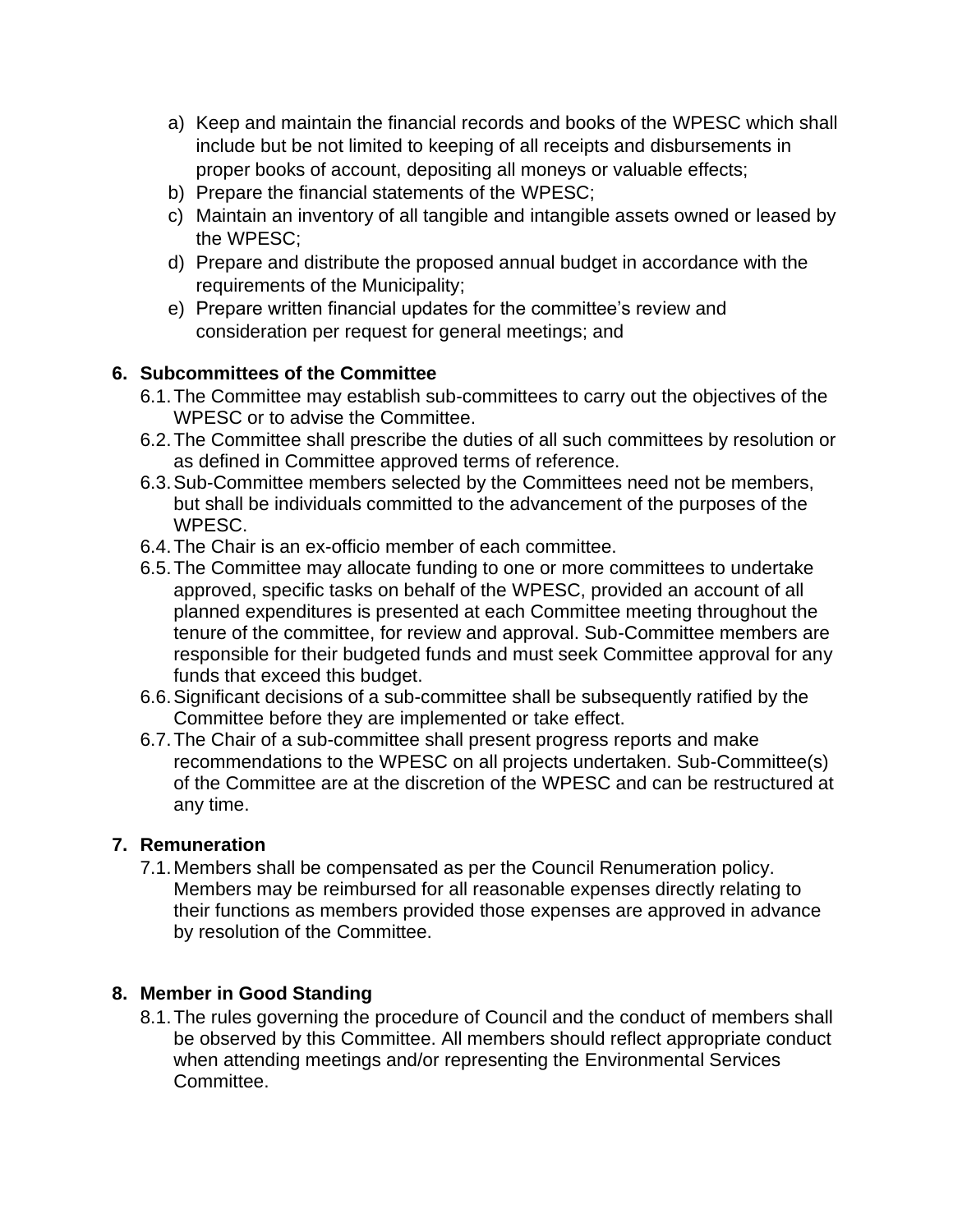a) Keep and maintain the financial records and books of the WPESC which shall include but be not limited to keeping of all receipts and disbursements in proper books of account, depositing all moneys or valuable effects;
b) Prepare the financial statements of the WPESC;
c) Maintain an inventory of all tangible and intangible assets owned or leased by the WPESC;
d) Prepare and distribute the proposed annual budget in accordance with the requirements of the Municipality;
e) Prepare written financial updates for the committee's review and consideration per request for general meetings; and

**6. Subcommittees of the Committee**

6.1. The Committee may establish sub-committees to carry out the objectives of the WPESC or to advise the Committee.

6.2. The Committee shall prescribe the duties of all such committees by resolution or as defined in Committee approved terms of reference.

6.3. Sub-Committee members selected by the Committees need not be members, but shall be individuals committed to the advancement of the purposes of the WPESC.

6.4. The Chair is an ex-officio member of each committee.

6.5. The Committee may allocate funding to one or more committees to undertake approved, specific tasks on behalf of the WPESC, provided an account of all planned expenditures is presented at each Committee meeting throughout the tenure of the committee, for review and approval. Sub-Committee members are responsible for their budgeted funds and must seek Committee approval for any funds that exceed this budget.

6.6. Significant decisions of a sub-committee shall be subsequently ratified by the Committee before they are implemented or take effect.

6.7. The Chair of a sub-committee shall present progress reports and make recommendations to the WPESC on all projects undertaken. Sub-Committee(s) of the Committee are at the discretion of the WPESC and can be restructured at any time.

**7. Remuneration**

7.1. Members shall be compensated as per the Council Renumeration policy. Members may be reimbursed for all reasonable expenses directly relating to their functions as members provided those expenses are approved in advance by resolution of the Committee.

**8. Member in Good Standing**

8.1. The rules governing the procedure of Council and the conduct of members shall be observed by this Committee. All members should reflect appropriate conduct when attending meetings and/or representing the Environmental Services Committee.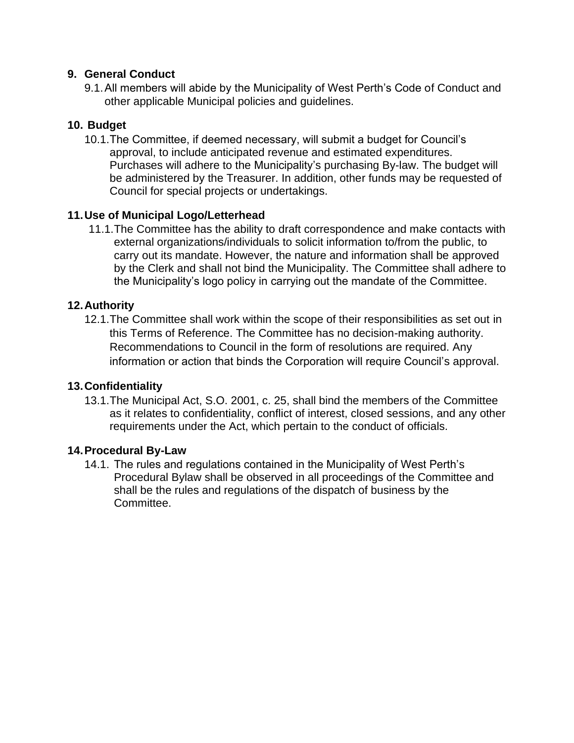**9. General Conduct**

9.1. All members will abide by the Municipality of West Perth's Code of Conduct and other applicable Municipal policies and guidelines.

**10. Budget**

10.1. The Committee, if deemed necessary, will submit a budget for Council's approval, to include anticipated revenue and estimated expenditures. Purchases will adhere to the Municipality's purchasing By-law. The budget will be administered by the Treasurer. In addition, other funds may be requested of Council for special projects or undertakings.

**11. Use of Municipal Logo/Letterhead**

11.1. The Committee has the ability to draft correspondence and make contacts with external organizations/individuals to solicit information to/from the public, to carry out its mandate. However, the nature and information shall be approved by the Clerk and shall not bind the Municipality. The Committee shall adhere to the Municipality's logo policy in carrying out the mandate of the Committee.

**12. Authority**

12.1. The Committee shall work within the scope of their responsibilities as set out in this Terms of Reference. The Committee has no decision-making authority. Recommendations to Council in the form of resolutions are required. Any information or action that binds the Corporation will require Council's approval.

**13. Confidentiality**

13.1. The Municipal Act, S.O. 2001, c. 25, shall bind the members of the Committee as it relates to confidentiality, conflict of interest, closed sessions, and any other requirements under the Act, which pertain to the conduct of officials.

**14. Procedural By-Law**

14.1. The rules and regulations contained in the Municipality of West Perth's Procedural Bylaw shall be observed in all proceedings of the Committee and shall be the rules and regulations of the dispatch of business by the Committee.